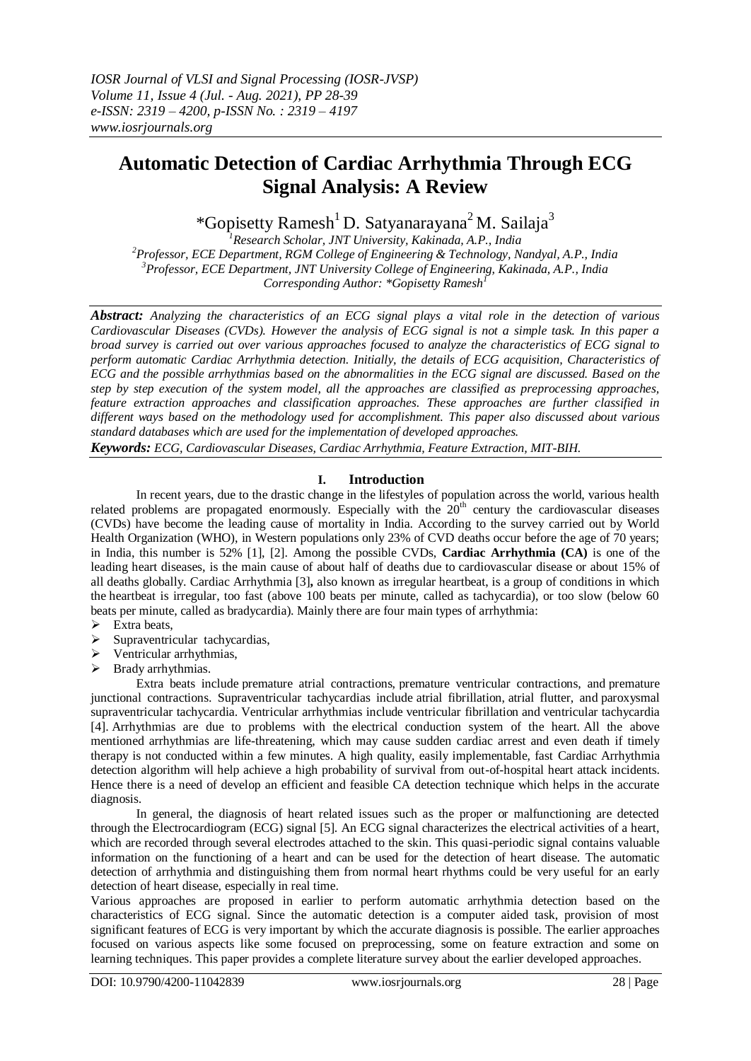# Automatic Detection of Cardiac Arrhythmia Through ECG Signal Analysis: A Review

*Gopisetty Ramesh[1] D. Satyanarayana[2] M. Sailaja[3]

[1]*Research Scholar, JNT University, Kakinada, A.P., India*
[2]*Professor, ECE Department, RGM College of Engineering & Technology, Nandyal, A.P., India*
[3]*Professor, ECE Department, JNT University College of Engineering, Kakinada, A.P., India*
*Corresponding Author: *Gopisetty Ramesh[1]*

***Abstract:*** *Analyzing the characteristics of an ECG signal plays a vital role in the detection of various Cardiovascular Diseases (CVDs). However the analysis of ECG signal is not a simple task. In this paper a broad survey is carried out over various approaches focused to analyze the characteristics of ECG signal to perform automatic Cardiac Arrhythmia detection. Initially, the details of ECG acquisition, Characteristics of ECG and the possible arrhythmias based on the abnormalities in the ECG signal are discussed. Based on the step by step execution of the system model, all the approaches are classified as preprocessing approaches, feature extraction approaches and classification approaches. These approaches are further classified in different ways based on the methodology used for accomplishment. This paper also discussed about various standard databases which are used for the implementation of developed approaches.*

***Keywords:*** *ECG, Cardiovascular Diseases, Cardiac Arrhythmia, Feature Extraction, MIT-BIH.*

## I. Introduction

In recent years, due to the drastic change in the lifestyles of population across the world, various health related problems are propagated enormously. Especially with the 20th century the cardiovascular diseases (CVDs) have become the leading cause of mortality in India. According to the survey carried out by World Health Organization (WHO), in Western populations only 23% of CVD deaths occur before the age of 70 years; in India, this number is 52% [1], [2]. Among the possible CVDs, **Cardiac Arrhythmia (CA)** is one of the leading heart diseases, is the main cause of about half of deaths due to cardiovascular disease or about 15% of all deaths globally. Cardiac Arrhythmia [3]**,** also known as irregular heartbeat, is a group of conditions in which the heartbeat is irregular, too fast (above 100 beats per minute, called as tachycardia), or too slow (below 60 beats per minute, called as bradycardia). Mainly there are four main types of arrhythmia:

- Extra beats,
- Supraventricular tachycardias,
- Ventricular arrhythmias,
- Brady arrhythmias.

Extra beats include premature atrial contractions, premature ventricular contractions, and premature junctional contractions. Supraventricular tachycardias include atrial fibrillation, atrial flutter, and paroxysmal supraventricular tachycardia. Ventricular arrhythmias include ventricular fibrillation and ventricular tachycardia [4]. Arrhythmias are due to problems with the electrical conduction system of the heart. All the above mentioned arrhythmias are life-threatening, which may cause sudden cardiac arrest and even death if timely therapy is not conducted within a few minutes. A high quality, easily implementable, fast Cardiac Arrhythmia detection algorithm will help achieve a high probability of survival from out-of-hospital heart attack incidents. Hence there is a need of develop an efficient and feasible CA detection technique which helps in the accurate diagnosis.

In general, the diagnosis of heart related issues such as the proper or malfunctioning are detected through the Electrocardiogram (ECG) signal [5]. An ECG signal characterizes the electrical activities of a heart, which are recorded through several electrodes attached to the skin. This quasi-periodic signal contains valuable information on the functioning of a heart and can be used for the detection of heart disease. The automatic detection of arrhythmia and distinguishing them from normal heart rhythms could be very useful for an early detection of heart disease, especially in real time.

Various approaches are proposed in earlier to perform automatic arrhythmia detection based on the characteristics of ECG signal. Since the automatic detection is a computer aided task, provision of most significant features of ECG is very important by which the accurate diagnosis is possible. The earlier approaches focused on various aspects like some focused on preprocessing, some on feature extraction and some on learning techniques. This paper provides a complete literature survey about the earlier developed approaches.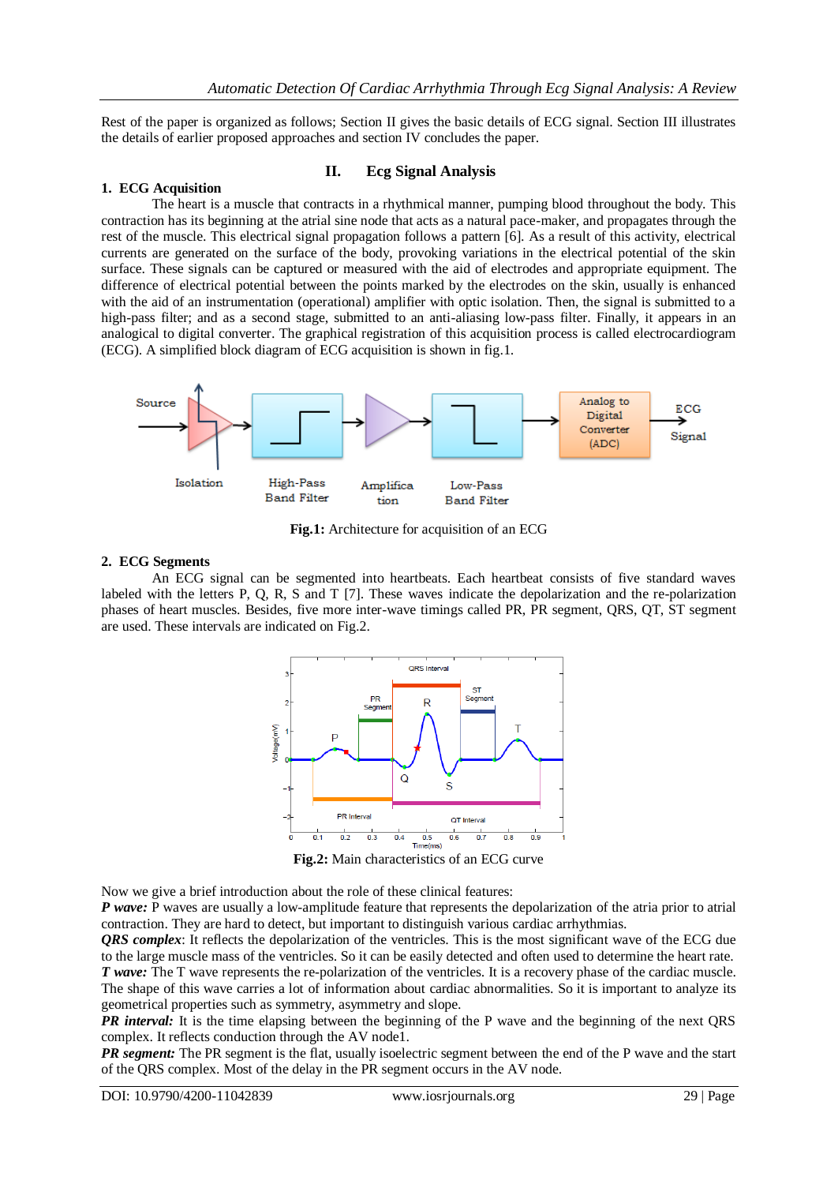Rest of the paper is organized as follows; Section II gives the basic details of ECG signal. Section III illustrates the details of earlier proposed approaches and section IV concludes the paper.

## II. Ecg Signal Analysis

### 1. ECG Acquisition

The heart is a muscle that contracts in a rhythmical manner, pumping blood throughout the body. This contraction has its beginning at the atrial sine node that acts as a natural pace-maker, and propagates through the rest of the muscle. This electrical signal propagation follows a pattern [6]. As a result of this activity, electrical currents are generated on the surface of the body, provoking variations in the electrical potential of the skin surface. These signals can be captured or measured with the aid of electrodes and appropriate equipment. The difference of electrical potential between the points marked by the electrodes on the skin, usually is enhanced with the aid of an instrumentation (operational) amplifier with optic isolation. Then, the signal is submitted to a high-pass filter; and as a second stage, submitted to an anti-aliasing low-pass filter. Finally, it appears in an analogical to digital converter. The graphical registration of this acquisition process is called electrocardiogram (ECG). A simplified block diagram of ECG acquisition is shown in fig.1.

**Fig.1:** Architecture for acquisition of an ECG

### 2. ECG Segments

An ECG signal can be segmented into heartbeats. Each heartbeat consists of five standard waves labeled with the letters P, Q, R, S and T [7]. These waves indicate the depolarization and the re-polarization phases of heart muscles. Besides, five more inter-wave timings called PR, PR segment, QRS, QT, ST segment are used. These intervals are indicated on Fig.2.

**Fig.2:** Main characteristics of an ECG curve

Now we give a brief introduction about the role of these clinical features:

***P wave:*** P waves are usually a low-amplitude feature that represents the depolarization of the atria prior to atrial contraction. They are hard to detect, but important to distinguish various cardiac arrhythmias.

***QRS complex***: It reflects the depolarization of the ventricles. This is the most significant wave of the ECG due to the large muscle mass of the ventricles. So it can be easily detected and often used to determine the heart rate.

***T wave:*** The T wave represents the re-polarization of the ventricles. It is a recovery phase of the cardiac muscle. The shape of this wave carries a lot of information about cardiac abnormalities. So it is important to analyze its geometrical properties such as symmetry, asymmetry and slope.

***PR interval:*** It is the time elapsing between the beginning of the P wave and the beginning of the next QRS complex. It reflects conduction through the AV node1.

***PR segment:*** The PR segment is the flat, usually isoelectric segment between the end of the P wave and the start of the QRS complex. Most of the delay in the PR segment occurs in the AV node.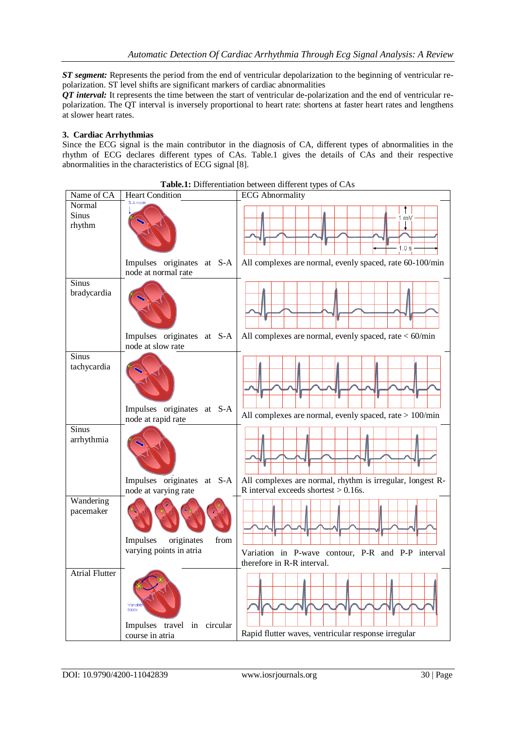**ST segment:** Represents the period from the end of ventricular depolarization to the beginning of ventricular re-polarization. ST level shifts are significant markers of cardiac abnormalities

**QT interval:** It represents the time between the start of ventricular de-polarization and the end of ventricular re-polarization. The QT interval is inversely proportional to heart rate: shortens at faster heart rates and lengthens at slower heart rates.

## 3. Cardiac Arrhythmias

Since the ECG signal is the main contributor in the diagnosis of CA, different types of abnormalities in the rhythm of ECG declares different types of CAs. Table.1 gives the details of CAs and their respective abnormalities in the characteristics of ECG signal [8].

**Table.1:** Differentiation between different types of CAs

| Name of CA | Heart Condition | ECG Abnormality |
|---|---|---|
| Normal Sinus rhythm | Impulses originates at S-A node at normal rate | All complexes are normal, evenly spaced, rate 60-100/min |
| Sinus bradycardia | Impulses originates at S-A node at slow rate | All complexes are normal, evenly spaced, rate < 60/min |
| Sinus tachycardia | Impulses originates at S-A node at rapid rate | All complexes are normal, evenly spaced, rate > 100/min |
| Sinus arrhythmia | Impulses originates at S-A node at varying rate | All complexes are normal, rhythm is irregular, longest R-R interval exceeds shortest > 0.16s. |
| Wandering pacemaker | Impulses originates from varying points in atria | Variation in P-wave contour, P-R and P-P interval therefore in R-R interval. |
| Atrial Flutter | Impulses travel in circular course in atria | Rapid flutter waves, ventricular response irregular |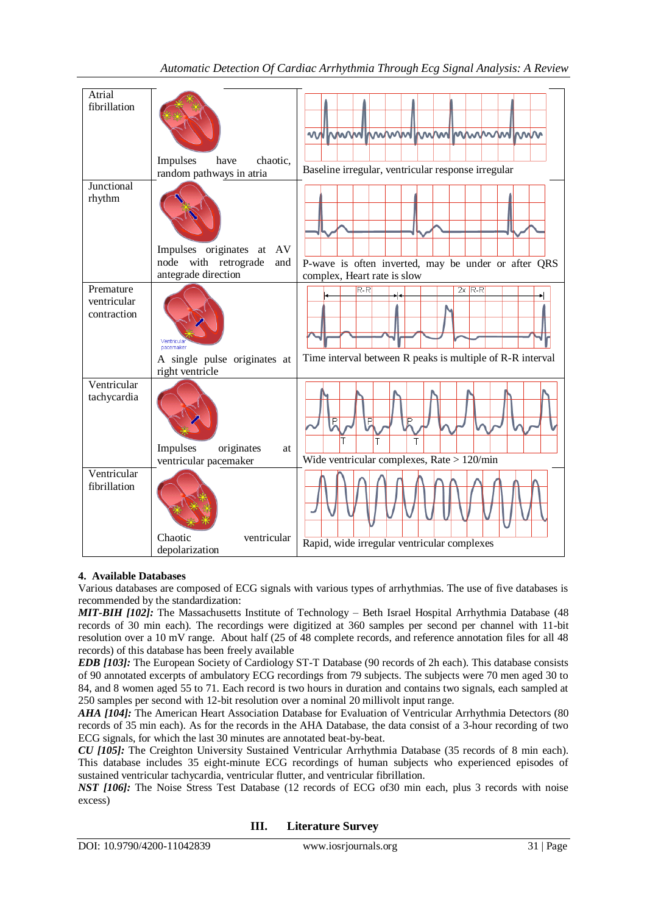| | | |
|---|---|---|
| Atrial fibrillation | Impulses have chaotic, random pathways in atria | Baseline irregular, ventricular response irregular |
| Junctional rhythm | Impulses originates at AV node with retrograde and antegrade direction | P-wave is often inverted, may be under or after QRS complex, Heart rate is slow |
| Premature ventricular contraction | A single pulse originates at right ventricle | Time interval between R peaks is multiple of R-R interval |
| Ventricular tachycardia | Impulses originates at ventricular pacemaker | Wide ventricular complexes, Rate > 120/min |
| Ventricular fibrillation | Chaotic ventricular depolarization | Rapid, wide irregular ventricular complexes |

**4. Available Databases**

Various databases are composed of ECG signals with various types of arrhythmias. The use of five databases is recommended by the standardization:

***MIT-BIH [102]:*** The Massachusetts Institute of Technology – Beth Israel Hospital Arrhythmia Database (48 records of 30 min each). The recordings were digitized at 360 samples per second per channel with 11-bit resolution over a 10 mV range. About half (25 of 48 complete records, and reference annotation files for all 48 records) of this database has been freely available

***EDB [103]:*** The European Society of Cardiology ST-T Database (90 records of 2h each). This database consists of 90 annotated excerpts of ambulatory ECG recordings from 79 subjects. The subjects were 70 men aged 30 to 84, and 8 women aged 55 to 71. Each record is two hours in duration and contains two signals, each sampled at 250 samples per second with 12-bit resolution over a nominal 20 millivolt input range.

***AHA [104]:*** The American Heart Association Database for Evaluation of Ventricular Arrhythmia Detectors (80 records of 35 min each). As for the records in the AHA Database, the data consist of a 3-hour recording of two ECG signals, for which the last 30 minutes are annotated beat-by-beat.

***CU [105]:*** The Creighton University Sustained Ventricular Arrhythmia Database (35 records of 8 min each). This database includes 35 eight-minute ECG recordings of human subjects who experienced episodes of sustained ventricular tachycardia, ventricular flutter, and ventricular fibrillation.

***NST [106]:*** The Noise Stress Test Database (12 records of ECG of30 min each, plus 3 records with noise excess)

## III. Literature Survey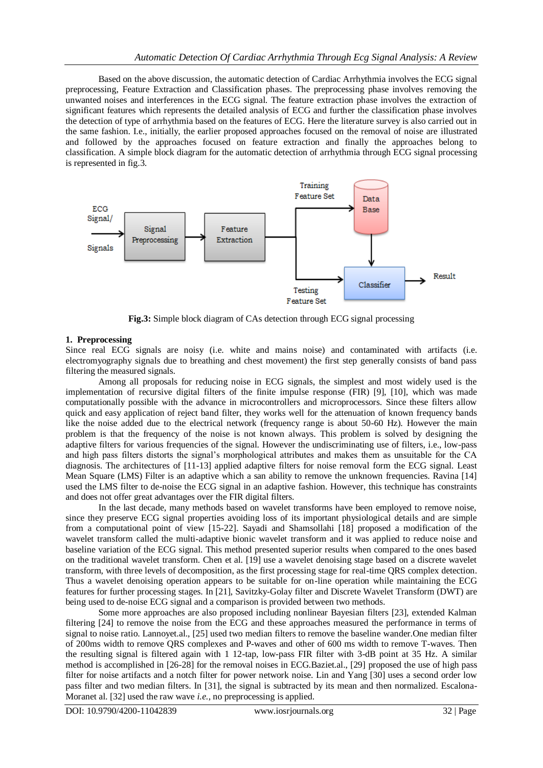Based on the above discussion, the automatic detection of Cardiac Arrhythmia involves the ECG signal preprocessing, Feature Extraction and Classification phases. The preprocessing phase involves removing the unwanted noises and interferences in the ECG signal. The feature extraction phase involves the extraction of significant features which represents the detailed analysis of ECG and further the classification phase involves the detection of type of arrhythmia based on the features of ECG. Here the literature survey is also carried out in the same fashion. I.e., initially, the earlier proposed approaches focused on the removal of noise are illustrated and followed by the approaches focused on feature extraction and finally the approaches belong to classification. A simple block diagram for the automatic detection of arrhythmia through ECG signal processing is represented in fig.3.

**Fig.3:** Simple block diagram of CAs detection through ECG signal processing

## 1. Preprocessing

Since real ECG signals are noisy (i.e. white and mains noise) and contaminated with artifacts (i.e. electromyography signals due to breathing and chest movement) the first step generally consists of band pass filtering the measured signals.

Among all proposals for reducing noise in ECG signals, the simplest and most widely used is the implementation of recursive digital filters of the finite impulse response (FIR) [9], [10], which was made computationally possible with the advance in microcontrollers and microprocessors. Since these filters allow quick and easy application of reject band filter, they works well for the attenuation of known frequency bands like the noise added due to the electrical network (frequency range is about 50-60 Hz). However the main problem is that the frequency of the noise is not known always. This problem is solved by designing the adaptive filters for various frequencies of the signal. However the undiscriminating use of filters, i.e., low-pass and high pass filters distorts the signal's morphological attributes and makes them as unsuitable for the CA diagnosis. The architectures of [11-13] applied adaptive filters for noise removal form the ECG signal. Least Mean Square (LMS) Filter is an adaptive which a san ability to remove the unknown frequencies. Ravina [14] used the LMS filter to de-noise the ECG signal in an adaptive fashion. However, this technique has constraints and does not offer great advantages over the FIR digital filters.

In the last decade, many methods based on wavelet transforms have been employed to remove noise, since they preserve ECG signal properties avoiding loss of its important physiological details and are simple from a computational point of view [15-22]. Sayadi and Shamsollahi [18] proposed a modification of the wavelet transform called the multi-adaptive bionic wavelet transform and it was applied to reduce noise and baseline variation of the ECG signal. This method presented superior results when compared to the ones based on the traditional wavelet transform. Chen et al. [19] use a wavelet denoising stage based on a discrete wavelet transform, with three levels of decomposition, as the first processing stage for real-time QRS complex detection. Thus a wavelet denoising operation appears to be suitable for on-line operation while maintaining the ECG features for further processing stages. In [21], Savitzky-Golay filter and Discrete Wavelet Transform (DWT) are being used to de-noise ECG signal and a comparison is provided between two methods.

Some more approaches are also proposed including nonlinear Bayesian filters [23], extended Kalman filtering [24] to remove the noise from the ECG and these approaches measured the performance in terms of signal to noise ratio. Lannoyet.al., [25] used two median filters to remove the baseline wander.One median filter of 200ms width to remove QRS complexes and P-waves and other of 600 ms width to remove T-waves. Then the resulting signal is filtered again with 1 12-tap, low-pass FIR filter with 3-dB point at 35 Hz. A similar method is accomplished in [26-28] for the removal noises in ECG.Baziet.al., [29] proposed the use of high pass filter for noise artifacts and a notch filter for power network noise. Lin and Yang [30] uses a second order low pass filter and two median filters. In [31], the signal is subtracted by its mean and then normalized. Escalona-Moranet al. [32] used the raw wave *i.e.*, no preprocessing is applied.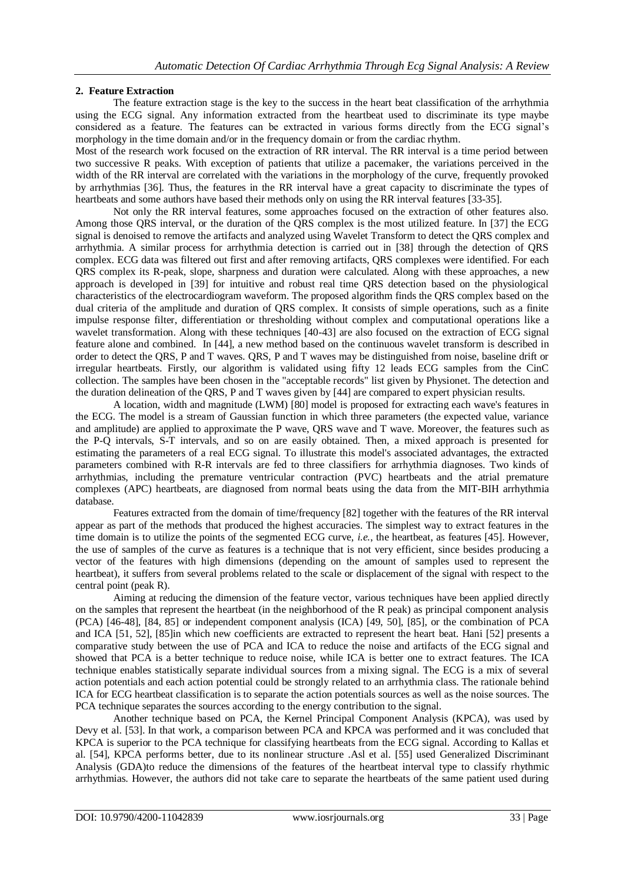## 2. Feature Extraction

The feature extraction stage is the key to the success in the heart beat classification of the arrhythmia using the ECG signal. Any information extracted from the heartbeat used to discriminate its type maybe considered as a feature. The features can be extracted in various forms directly from the ECG signal's morphology in the time domain and/or in the frequency domain or from the cardiac rhythm.

Most of the research work focused on the extraction of RR interval. The RR interval is a time period between two successive R peaks. With exception of patients that utilize a pacemaker, the variations perceived in the width of the RR interval are correlated with the variations in the morphology of the curve, frequently provoked by arrhythmias [36]. Thus, the features in the RR interval have a great capacity to discriminate the types of heartbeats and some authors have based their methods only on using the RR interval features [33-35].

Not only the RR interval features, some approaches focused on the extraction of other features also. Among those QRS interval, or the duration of the QRS complex is the most utilized feature. In [37] the ECG signal is denoised to remove the artifacts and analyzed using Wavelet Transform to detect the QRS complex and arrhythmia. A similar process for arrhythmia detection is carried out in [38] through the detection of QRS complex. ECG data was filtered out first and after removing artifacts, QRS complexes were identified. For each QRS complex its R-peak, slope, sharpness and duration were calculated. Along with these approaches, a new approach is developed in [39] for intuitive and robust real time QRS detection based on the physiological characteristics of the electrocardiogram waveform. The proposed algorithm finds the QRS complex based on the dual criteria of the amplitude and duration of QRS complex. It consists of simple operations, such as a finite impulse response filter, differentiation or thresholding without complex and computational operations like a wavelet transformation. Along with these techniques [40-43] are also focused on the extraction of ECG signal feature alone and combined. In [44], a new method based on the continuous wavelet transform is described in order to detect the QRS, P and T waves. QRS, P and T waves may be distinguished from noise, baseline drift or irregular heartbeats. Firstly, our algorithm is validated using fifty 12 leads ECG samples from the CinC collection. The samples have been chosen in the "acceptable records" list given by Physionet. The detection and the duration delineation of the QRS, P and T waves given by [44] are compared to expert physician results.

A location, width and magnitude (LWM) [80] model is proposed for extracting each wave's features in the ECG. The model is a stream of Gaussian function in which three parameters (the expected value, variance and amplitude) are applied to approximate the P wave, QRS wave and T wave. Moreover, the features such as the P-Q intervals, S-T intervals, and so on are easily obtained. Then, a mixed approach is presented for estimating the parameters of a real ECG signal. To illustrate this model's associated advantages, the extracted parameters combined with R-R intervals are fed to three classifiers for arrhythmia diagnoses. Two kinds of arrhythmias, including the premature ventricular contraction (PVC) heartbeats and the atrial premature complexes (APC) heartbeats, are diagnosed from normal beats using the data from the MIT-BIH arrhythmia database.

Features extracted from the domain of time/frequency [82] together with the features of the RR interval appear as part of the methods that produced the highest accuracies. The simplest way to extract features in the time domain is to utilize the points of the segmented ECG curve, *i.e.*, the heartbeat, as features [45]. However, the use of samples of the curve as features is a technique that is not very efficient, since besides producing a vector of the features with high dimensions (depending on the amount of samples used to represent the heartbeat), it suffers from several problems related to the scale or displacement of the signal with respect to the central point (peak R).

Aiming at reducing the dimension of the feature vector, various techniques have been applied directly on the samples that represent the heartbeat (in the neighborhood of the R peak) as principal component analysis (PCA) [46-48], [84, 85] or independent component analysis (ICA) [49, 50], [85], or the combination of PCA and ICA [51, 52], [85]in which new coefficients are extracted to represent the heart beat. Hani [52] presents a comparative study between the use of PCA and ICA to reduce the noise and artifacts of the ECG signal and showed that PCA is a better technique to reduce noise, while ICA is better one to extract features. The ICA technique enables statistically separate individual sources from a mixing signal. The ECG is a mix of several action potentials and each action potential could be strongly related to an arrhythmia class. The rationale behind ICA for ECG heartbeat classification is to separate the action potentials sources as well as the noise sources. The PCA technique separates the sources according to the energy contribution to the signal.

Another technique based on PCA, the Kernel Principal Component Analysis (KPCA), was used by Devy et al. [53]. In that work, a comparison between PCA and KPCA was performed and it was concluded that KPCA is superior to the PCA technique for classifying heartbeats from the ECG signal. According to Kallas et al. [54], KPCA performs better, due to its nonlinear structure .Asl et al. [55] used Generalized Discriminant Analysis (GDA)to reduce the dimensions of the features of the heartbeat interval type to classify rhythmic arrhythmias. However, the authors did not take care to separate the heartbeats of the same patient used during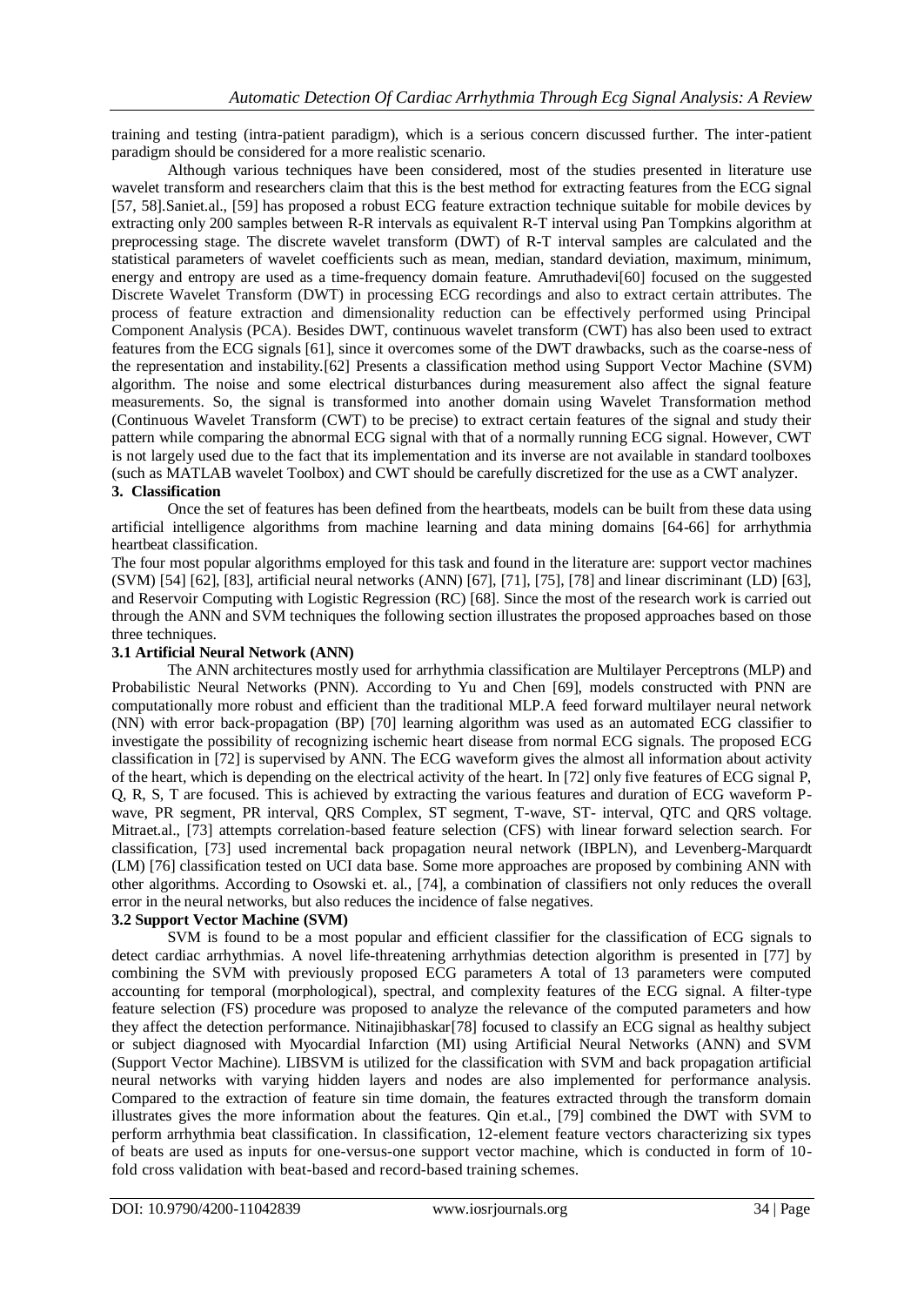training and testing (intra-patient paradigm), which is a serious concern discussed further. The inter-patient paradigm should be considered for a more realistic scenario.

Although various techniques have been considered, most of the studies presented in literature use wavelet transform and researchers claim that this is the best method for extracting features from the ECG signal [57, 58].Saniet.al., [59] has proposed a robust ECG feature extraction technique suitable for mobile devices by extracting only 200 samples between R-R intervals as equivalent R-T interval using Pan Tompkins algorithm at preprocessing stage. The discrete wavelet transform (DWT) of R-T interval samples are calculated and the statistical parameters of wavelet coefficients such as mean, median, standard deviation, maximum, minimum, energy and entropy are used as a time-frequency domain feature. Amruthadevi[60] focused on the suggested Discrete Wavelet Transform (DWT) in processing ECG recordings and also to extract certain attributes. The process of feature extraction and dimensionality reduction can be effectively performed using Principal Component Analysis (PCA). Besides DWT, continuous wavelet transform (CWT) has also been used to extract features from the ECG signals [61], since it overcomes some of the DWT drawbacks, such as the coarse-ness of the representation and instability.[62] Presents a classification method using Support Vector Machine (SVM) algorithm. The noise and some electrical disturbances during measurement also affect the signal feature measurements. So, the signal is transformed into another domain using Wavelet Transformation method (Continuous Wavelet Transform (CWT) to be precise) to extract certain features of the signal and study their pattern while comparing the abnormal ECG signal with that of a normally running ECG signal. However, CWT is not largely used due to the fact that its implementation and its inverse are not available in standard toolboxes (such as MATLAB wavelet Toolbox) and CWT should be carefully discretized for the use as a CWT analyzer.

## 3. Classification

Once the set of features has been defined from the heartbeats, models can be built from these data using artificial intelligence algorithms from machine learning and data mining domains [64-66] for arrhythmia heartbeat classification.

The four most popular algorithms employed for this task and found in the literature are: support vector machines (SVM) [54] [62], [83], artificial neural networks (ANN) [67], [71], [75], [78] and linear discriminant (LD) [63], and Reservoir Computing with Logistic Regression (RC) [68]. Since the most of the research work is carried out through the ANN and SVM techniques the following section illustrates the proposed approaches based on those three techniques.

### 3.1 Artificial Neural Network (ANN)

The ANN architectures mostly used for arrhythmia classification are Multilayer Perceptrons (MLP) and Probabilistic Neural Networks (PNN). According to Yu and Chen [69], models constructed with PNN are computationally more robust and efficient than the traditional MLP.A feed forward multilayer neural network (NN) with error back-propagation (BP) [70] learning algorithm was used as an automated ECG classifier to investigate the possibility of recognizing ischemic heart disease from normal ECG signals. The proposed ECG classification in [72] is supervised by ANN. The ECG waveform gives the almost all information about activity of the heart, which is depending on the electrical activity of the heart. In [72] only five features of ECG signal P, Q, R, S, T are focused. This is achieved by extracting the various features and duration of ECG waveform P-wave, PR segment, PR interval, QRS Complex, ST segment, T-wave, ST- interval, QTC and QRS voltage. Mitraet.al., [73] attempts correlation-based feature selection (CFS) with linear forward selection search. For classification, [73] used incremental back propagation neural network (IBPLN), and Levenberg-Marquardt (LM) [76] classification tested on UCI data base. Some more approaches are proposed by combining ANN with other algorithms. According to Osowski et. al., [74], a combination of classifiers not only reduces the overall error in the neural networks, but also reduces the incidence of false negatives.

### 3.2 Support Vector Machine (SVM)

SVM is found to be a most popular and efficient classifier for the classification of ECG signals to detect cardiac arrhythmias. A novel life-threatening arrhythmias detection algorithm is presented in [77] by combining the SVM with previously proposed ECG parameters A total of 13 parameters were computed accounting for temporal (morphological), spectral, and complexity features of the ECG signal. A filter-type feature selection (FS) procedure was proposed to analyze the relevance of the computed parameters and how they affect the detection performance. Nitinajibhaskar[78] focused to classify an ECG signal as healthy subject or subject diagnosed with Myocardial Infarction (MI) using Artificial Neural Networks (ANN) and SVM (Support Vector Machine). LIBSVM is utilized for the classification with SVM and back propagation artificial neural networks with varying hidden layers and nodes are also implemented for performance analysis. Compared to the extraction of feature sin time domain, the features extracted through the transform domain illustrates gives the more information about the features. Qin et.al., [79] combined the DWT with SVM to perform arrhythmia beat classification. In classification, 12-element feature vectors characterizing six types of beats are used as inputs for one-versus-one support vector machine, which is conducted in form of 10-fold cross validation with beat-based and record-based training schemes.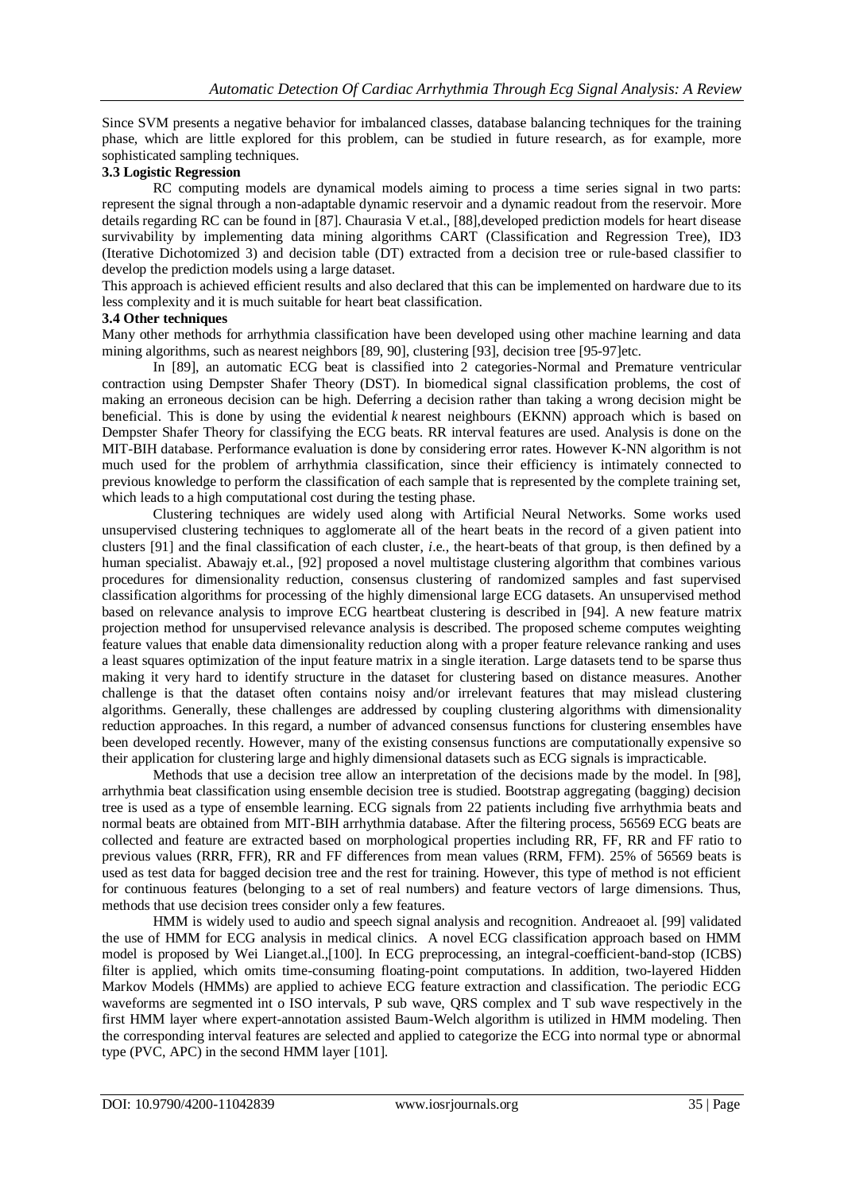Since SVM presents a negative behavior for imbalanced classes, database balancing techniques for the training phase, which are little explored for this problem, can be studied in future research, as for example, more sophisticated sampling techniques.

### 3.3 Logistic Regression

RC computing models are dynamical models aiming to process a time series signal in two parts: represent the signal through a non-adaptable dynamic reservoir and a dynamic readout from the reservoir. More details regarding RC can be found in [87]. Chaurasia V et.al., [88],developed prediction models for heart disease survivability by implementing data mining algorithms CART (Classification and Regression Tree), ID3 (Iterative Dichotomized 3) and decision table (DT) extracted from a decision tree or rule-based classifier to develop the prediction models using a large dataset.

This approach is achieved efficient results and also declared that this can be implemented on hardware due to its less complexity and it is much suitable for heart beat classification.

### 3.4 Other techniques

Many other methods for arrhythmia classification have been developed using other machine learning and data mining algorithms, such as nearest neighbors [89, 90], clustering [93], decision tree [95-97]etc.

In [89], an automatic ECG beat is classified into 2 categories-Normal and Premature ventricular contraction using Dempster Shafer Theory (DST). In biomedical signal classification problems, the cost of making an erroneous decision can be high. Deferring a decision rather than taking a wrong decision might be beneficial. This is done by using the evidential *k* nearest neighbours (EKNN) approach which is based on Dempster Shafer Theory for classifying the ECG beats. RR interval features are used. Analysis is done on the MIT-BIH database. Performance evaluation is done by considering error rates. However K-NN algorithm is not much used for the problem of arrhythmia classification, since their efficiency is intimately connected to previous knowledge to perform the classification of each sample that is represented by the complete training set, which leads to a high computational cost during the testing phase.

Clustering techniques are widely used along with Artificial Neural Networks. Some works used unsupervised clustering techniques to agglomerate all of the heart beats in the record of a given patient into clusters [91] and the final classification of each cluster, *i.e.*, the heart-beats of that group, is then defined by a human specialist. Abawajy et.al., [92] proposed a novel multistage clustering algorithm that combines various procedures for dimensionality reduction, consensus clustering of randomized samples and fast supervised classification algorithms for processing of the highly dimensional large ECG datasets. An unsupervised method based on relevance analysis to improve ECG heartbeat clustering is described in [94]. A new feature matrix projection method for unsupervised relevance analysis is described. The proposed scheme computes weighting feature values that enable data dimensionality reduction along with a proper feature relevance ranking and uses a least squares optimization of the input feature matrix in a single iteration. Large datasets tend to be sparse thus making it very hard to identify structure in the dataset for clustering based on distance measures. Another challenge is that the dataset often contains noisy and/or irrelevant features that may mislead clustering algorithms. Generally, these challenges are addressed by coupling clustering algorithms with dimensionality reduction approaches. In this regard, a number of advanced consensus functions for clustering ensembles have been developed recently. However, many of the existing consensus functions are computationally expensive so their application for clustering large and highly dimensional datasets such as ECG signals is impracticable.

Methods that use a decision tree allow an interpretation of the decisions made by the model. In [98], arrhythmia beat classification using ensemble decision tree is studied. Bootstrap aggregating (bagging) decision tree is used as a type of ensemble learning. ECG signals from 22 patients including five arrhythmia beats and normal beats are obtained from MIT-BIH arrhythmia database. After the filtering process, 56569 ECG beats are collected and feature are extracted based on morphological properties including RR, FF, RR and FF ratio to previous values (RRR, FFR), RR and FF differences from mean values (RRM, FFM). 25% of 56569 beats is used as test data for bagged decision tree and the rest for training. However, this type of method is not efficient for continuous features (belonging to a set of real numbers) and feature vectors of large dimensions. Thus, methods that use decision trees consider only a few features.

HMM is widely used to audio and speech signal analysis and recognition. Andreaoet al. [99] validated the use of HMM for ECG analysis in medical clinics. A novel ECG classification approach based on HMM model is proposed by Wei Lianget.al.,[100]. In ECG preprocessing, an integral-coefficient-band-stop (ICBS) filter is applied, which omits time-consuming floating-point computations. In addition, two-layered Hidden Markov Models (HMMs) are applied to achieve ECG feature extraction and classification. The periodic ECG waveforms are segmented int o ISO intervals, P sub wave, QRS complex and T sub wave respectively in the first HMM layer where expert-annotation assisted Baum-Welch algorithm is utilized in HMM modeling. Then the corresponding interval features are selected and applied to categorize the ECG into normal type or abnormal type (PVC, APC) in the second HMM layer [101].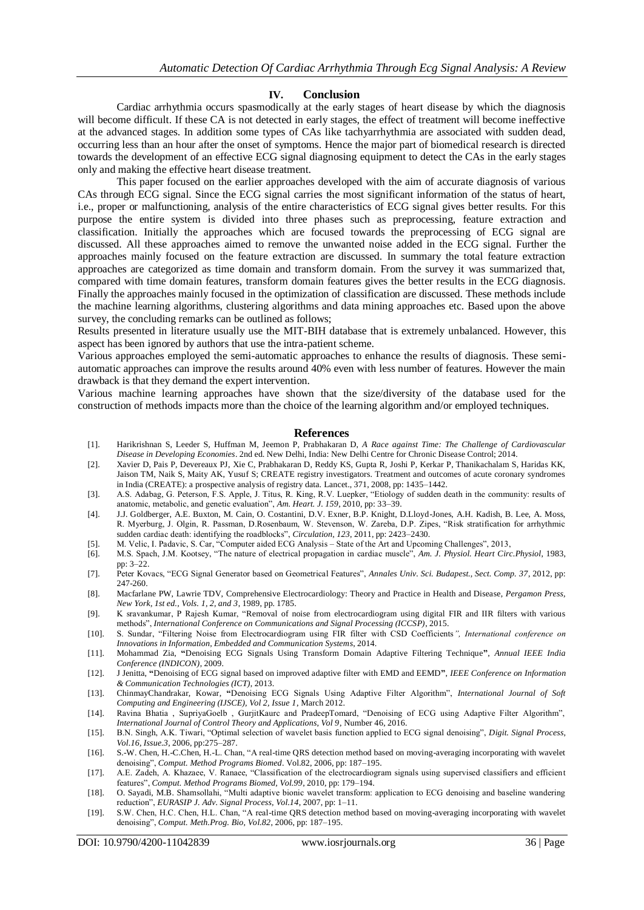## IV. Conclusion

Cardiac arrhythmia occurs spasmodically at the early stages of heart disease by which the diagnosis will become difficult. If these CA is not detected in early stages, the effect of treatment will become ineffective at the advanced stages. In addition some types of CAs like tachyarrhythmia are associated with sudden dead, occurring less than an hour after the onset of symptoms. Hence the major part of biomedical research is directed towards the development of an effective ECG signal diagnosing equipment to detect the CAs in the early stages only and making the effective heart disease treatment.

This paper focused on the earlier approaches developed with the aim of accurate diagnosis of various CAs through ECG signal. Since the ECG signal carries the most significant information of the status of heart, i.e., proper or malfunctioning, analysis of the entire characteristics of ECG signal gives better results. For this purpose the entire system is divided into three phases such as preprocessing, feature extraction and classification. Initially the approaches which are focused towards the preprocessing of ECG signal are discussed. All these approaches aimed to remove the unwanted noise added in the ECG signal. Further the approaches mainly focused on the feature extraction are discussed. In summary the total feature extraction approaches are categorized as time domain and transform domain. From the survey it was summarized that, compared with time domain features, transform domain features gives the better results in the ECG diagnosis. Finally the approaches mainly focused in the optimization of classification are discussed. These methods include the machine learning algorithms, clustering algorithms and data mining approaches etc. Based upon the above survey, the concluding remarks can be outlined as follows;

Results presented in literature usually use the MIT-BIH database that is extremely unbalanced. However, this aspect has been ignored by authors that use the intra-patient scheme.

Various approaches employed the semi-automatic approaches to enhance the results of diagnosis. These semi-automatic approaches can improve the results around 40% even with less number of features. However the main drawback is that they demand the expert intervention.

Various machine learning approaches have shown that the size/diversity of the database used for the construction of methods impacts more than the choice of the learning algorithm and/or employed techniques.

## References

[1]. Harikrishnan S, Leeder S, Huffman M, Jeemon P, Prabhakaran D, *A Race against Time: The Challenge of Cardiovascular Disease in Developing Economies*. 2nd ed. New Delhi, India: New Delhi Centre for Chronic Disease Control; 2014.

[2]. Xavier D, Pais P, Devereaux PJ, Xie C, Prabhakaran D, Reddy KS, Gupta R, Joshi P, Kerkar P, Thanikachalam S, Haridas KK, Jaison TM, Naik S, Maity AK, Yusuf S; CREATE registry investigators. Treatment and outcomes of acute coronary syndromes in India (CREATE): a prospective analysis of registry data. Lancet., 371, 2008, pp: 1435–1442.

[3]. A.S. Adabag, G. Peterson, F.S. Apple, J. Titus, R. King, R.V. Luepker, "Etiology of sudden death in the community: results of anatomic, metabolic, and genetic evaluation", *Am. Heart. J. 159*, 2010, pp: 33–39.

[4]. J.J. Goldberger, A.E. Buxton, M. Cain, O. Costantini, D.V. Exner, B.P. Knight, D.Lloyd-Jones, A.H. Kadish, B. Lee, A. Moss, R. Myerburg, J. Olgin, R. Passman, D.Rosenbaum, W. Stevenson, W. Zareba, D.P. Zipes, "Risk stratification for arrhythmic sudden cardiac death: identifying the roadblocks", *Circulation, 123*, 2011, pp: 2423–2430.

[5]. M. Velic, I. Padavic, S. Car, "Computer aided ECG Analysis – State of the Art and Upcoming Challenges", 2013,

[6]. M.S. Spach, J.M. Kootsey, "The nature of electrical propagation in cardiac muscle", *Am. J. Physiol. Heart Circ.Physiol*, 1983, pp: 3–22.

[7]. Peter Kovacs, "ECG Signal Generator based on Geometrical Features", *Annales Univ. Sci. Budapest., Sect. Comp. 37*, 2012, pp: 247-260.

[8]. Macfarlane PW, Lawrie TDV, Comprehensive Electrocardiology: Theory and Practice in Health and Disease, *Pergamon Press, New York, 1st ed., Vols. 1, 2, and 3*, 1989, pp. 1785.

[9]. K sravankumar, P Rajesh Kumar, "Removal of noise from electrocardiogram using digital FIR and IIR filters with various methods", *International Conference on Communications and Signal Processing (ICCSP)*, 2015.

[10]. S. Sundar, "Filtering Noise from Electrocardiogram using FIR filter with CSD Coefficients*", International conference on Innovations in Information, Embedded and Communication Systems*, 2014.

[11]. Mohammad Zia, **"**Denoising ECG Signals Using Transform Domain Adaptive Filtering Technique**"**, *Annual IEEE India Conference (INDICON)*, 2009.

[12]. J Jenitta, **"**Denoising of ECG signal based on improved adaptive filter with EMD and EEMD**"**, *IEEE Conference on Information & Communication Technologies (ICT)*, 2013.

[13]. ChinmayChandrakar, Kowar, **"**Denoising ECG Signals Using Adaptive Filter Algorithm", *International Journal of Soft Computing and Engineering (IJSCE), Vol 2, Issue 1*, March 2012.

[14]. Ravina Bhatia , SupriyaGoelb , GurjitKaurc and PradeepTomard, "Denoising of ECG using Adaptive Filter Algorithm", *International Journal of Control Theory and Applications, Vol 9*, Number 46, 2016.

[15]. B.N. Singh, A.K. Tiwari, "Optimal selection of wavelet basis function applied to ECG signal denoising", *Digit. Signal Process, Vol.16, Issue.3*, 2006, pp:275–287.

[16]. S.-W. Chen, H.-C.Chen, H.-L. Chan, "A real-time QRS detection method based on moving-averaging incorporating with wavelet denoising", *Comput. Method Programs Biomed*. Vol.82, 2006, pp: 187–195.

[17]. A.E. Zadeh, A. Khazaee, V. Ranaee, "Classification of the electrocardiogram signals using supervised classifiers and efficient features", *Comput. Method Programs Biomed, Vol.99*, 2010, pp: 179–194.

[18]. O. Sayadi, M.B. Shamsollahi, "Multi adaptive bionic wavelet transform: application to ECG denoising and baseline wandering reduction", *EURASIP J. Adv. Signal Process, Vol.14*, 2007, pp: 1–11.

[19]. S.W. Chen, H.C. Chen, H.L. Chan, "A real-time QRS detection method based on moving-averaging incorporating with wavelet denoising", *Comput. Meth.Prog. Bio, Vol.82*, 2006, pp: 187–195.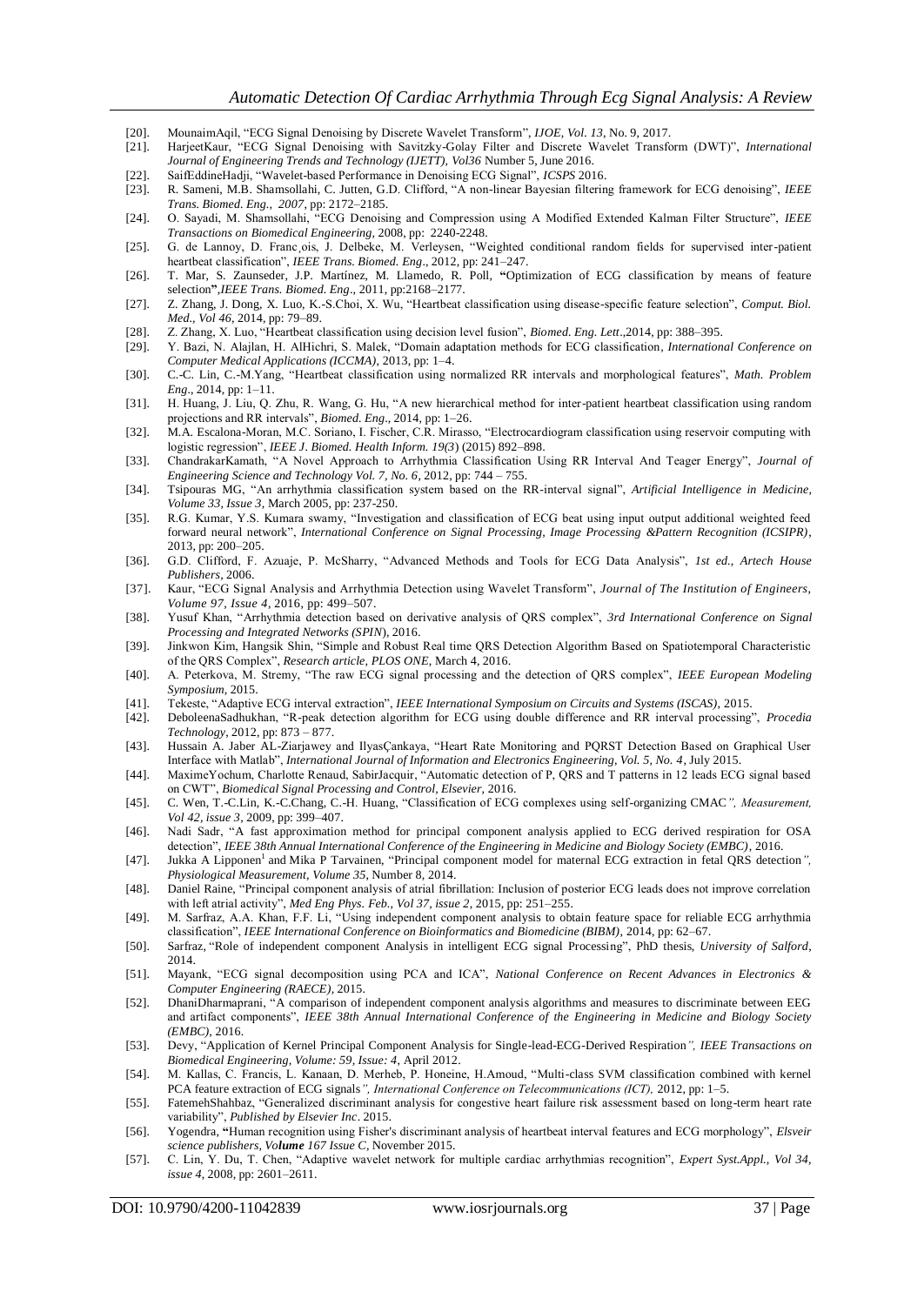[20]. MounaimAqil, "ECG Signal Denoising by Discrete Wavelet Transform", *IJOE, Vol. 13*, No. 9, 2017.

[21]. HarjeetKaur, "ECG Signal Denoising with Savitzky-Golay Filter and Discrete Wavelet Transform (DWT)", *International Journal of Engineering Trends and Technology (IJETT), Vol36* Number 5, June 2016.

[22]. SaifEddineHadji, "Wavelet-based Performance in Denoising ECG Signal", *ICSPS* 2016.

[23]. R. Sameni, M.B. Shamsollahi, C. Jutten, G.D. Clifford, "A non-linear Bayesian filtering framework for ECG denoising", *IEEE Trans. Biomed. Eng., 2007*, pp: 2172–2185.

[24]. O. Sayadi, M. Shamsollahi, "ECG Denoising and Compression using A Modified Extended Kalman Filter Structure", *IEEE Transactions on Biomedical Engineering*, 2008, pp: 2240-2248.

[25]. G. de Lannoy, D. Franc¸ois, J. Delbeke, M. Verleysen, "Weighted conditional random fields for supervised inter-patient heartbeat classification", *IEEE Trans. Biomed. Eng*., 2012, pp: 241–247.

[26]. T. Mar, S. Zaunseder, J.P. Martínez, M. Llamedo, R. Poll, "Optimization of ECG classification by means of feature selection",*IEEE Trans. Biomed. Eng*., 2011, pp:2168–2177.

[27]. Z. Zhang, J. Dong, X. Luo, K.-S.Choi, X. Wu, "Heartbeat classification using disease-specific feature selection", *Comput. Biol. Med., Vol 46*, 2014, pp: 79–89.

[28]. Z. Zhang, X. Luo, "Heartbeat classification using decision level fusion", *Biomed. Eng. Lett*.,2014, pp: 388–395.

[29]. Y. Bazi, N. Alajlan, H. AlHichri, S. Malek, "Domain adaptation methods for ECG classification, *International Conference on Computer Medical Applications (ICCMA)*, 2013, pp: 1–4.

[30]. C.-C. Lin, C.-M.Yang, "Heartbeat classification using normalized RR intervals and morphological features", *Math. Problem Eng*., 2014, pp: 1–11.

[31]. H. Huang, J. Liu, Q. Zhu, R. Wang, G. Hu, "A new hierarchical method for inter-patient heartbeat classification using random projections and RR intervals", *Biomed. Eng*., 2014, pp: 1–26.

[32]. M.A. Escalona-Moran, M.C. Soriano, I. Fischer, C.R. Mirasso, "Electrocardiogram classification using reservoir computing with logistic regression", *IEEE J. Biomed. Health Inform. 19(3)* (2015) 892–898.

[33]. ChandrakarKamath, "A Novel Approach to Arrhythmia Classification Using RR Interval And Teager Energy", *Journal of Engineering Science and Technology Vol. 7, No. 6*, 2012, pp: 744 – 755.

[34]. Tsipouras MG, "An arrhythmia classification system based on the RR-interval signal", *Artificial Intelligence in Medicine, Volume 33, Issue 3*, March 2005, pp: 237-250.

[35]. R.G. Kumar, Y.S. Kumara swamy, "Investigation and classification of ECG beat using input output additional weighted feed forward neural network", *International Conference on Signal Processing, Image Processing &Pattern Recognition (ICSIPR)*, 2013, pp: 200–205.

[36]. G.D. Clifford, F. Azuaje, P. McSharry, "Advanced Methods and Tools for ECG Data Analysis", *1st ed., Artech House Publishers*, 2006.

[37]. Kaur, "ECG Signal Analysis and Arrhythmia Detection using Wavelet Transform", *Journal of The Institution of Engineers, Volume 97, Issue 4*, 2016, pp: 499–507.

[38]. Yusuf Khan, "Arrhythmia detection based on derivative analysis of QRS complex", *3rd International Conference on Signal Processing and Integrated Networks (SPIN*), 2016.

[39]. Jinkwon Kim, Hangsik Shin, "Simple and Robust Real time QRS Detection Algorithm Based on Spatiotemporal Characteristic of the QRS Complex", *Research article, PLOS ONE*, March 4, 2016.

[40]. A. Peterkova, M. Stremy, "The raw ECG signal processing and the detection of QRS complex", *IEEE European Modeling Symposium*, 2015.

[41]. Tekeste, "Adaptive ECG interval extraction", *IEEE International Symposium on Circuits and Systems (ISCAS)*, 2015.

[42]. DeboleenaSadhukhan, "R-peak detection algorithm for ECG using double difference and RR interval processing", *Procedia Technology*, 2012, pp: 873 – 877.

[43]. Hussain A. Jaber AL-Ziarjawey and IlyasÇankaya, "Heart Rate Monitoring and PQRST Detection Based on Graphical User Interface with Matlab", *International Journal of Information and Electronics Engineering, Vol. 5, No. 4*, July 2015.

[44]. MaximeYochum, Charlotte Renaud, SabirJacquir, "Automatic detection of P, QRS and T patterns in 12 leads ECG signal based on CWT", *Biomedical Signal Processing and Control, Elsevier*, 2016.

[45]. C. Wen, T.-C.Lin, K.-C.Chang, C.-H. Huang, "Classification of ECG complexes using self-organizing CMAC*", Measurement, Vol 42, issue 3*, 2009, pp: 399–407.

[46]. Nadi Sadr, "A fast approximation method for principal component analysis applied to ECG derived respiration for OSA detection", *IEEE 38th Annual International Conference of the Engineering in Medicine and Biology Society (EMBC)*, 2016.

[47]. Jukka A Lipponen[1] and Mika P Tarvainen, "Principal component model for maternal ECG extraction in fetal QRS detection*", Physiological Measurement, Volume 35*, Number 8, 2014.

[48]. Daniel Raine, "Principal component analysis of atrial fibrillation: Inclusion of posterior ECG leads does not improve correlation with left atrial activity", *Med Eng Phys. Feb., Vol 37, issue 2*, 2015, pp: 251–255.

[49]. M. Sarfraz, A.A. Khan, F.F. Li, "Using independent component analysis to obtain feature space for reliable ECG arrhythmia classification", *IEEE International Conference on Bioinformatics and Biomedicine (BIBM)*, 2014, pp: 62–67.

[50]. Sarfraz, "Role of independent component Analysis in intelligent ECG signal Processing", PhD thesis, *University of Salford*, 2014.

[51]. Mayank, "ECG signal decomposition using PCA and ICA", *National Conference on Recent Advances in Electronics & Computer Engineering (RAECE)*, 2015.

[52]. DhaniDharmaprani, "A comparison of independent component analysis algorithms and measures to discriminate between EEG and artifact components", *IEEE 38th Annual International Conference of the Engineering in Medicine and Biology Society (EMBC)*, 2016.

[53]. Devy, "Application of Kernel Principal Component Analysis for Single-lead-ECG-Derived Respiration*", IEEE Transactions on Biomedical Engineering, Volume: 59, Issue: 4*, April 2012.

[54]. M. Kallas, C. Francis, L. Kanaan, D. Merheb, P. Honeine, H.Amoud, "Multi-class SVM classification combined with kernel PCA feature extraction of ECG signals*", International Conference on Telecommunications (ICT),* 2012, pp: 1–5.

[55]. FatemehShahbaz, "Generalized discriminant analysis for congestive heart failure risk assessment based on long-term heart rate variability", *Published by Elsevier Inc*. 2015.

[56]. Yogendra, "Human recognition using Fisher's discriminant analysis of heartbeat interval features and ECG morphology", *Elsveir science publishers, Volume 167 Issue C*, November 2015.

[57]. C. Lin, Y. Du, T. Chen, "Adaptive wavelet network for multiple cardiac arrhythmias recognition", *Expert Syst.Appl., Vol 34, issue 4*, 2008, pp: 2601–2611.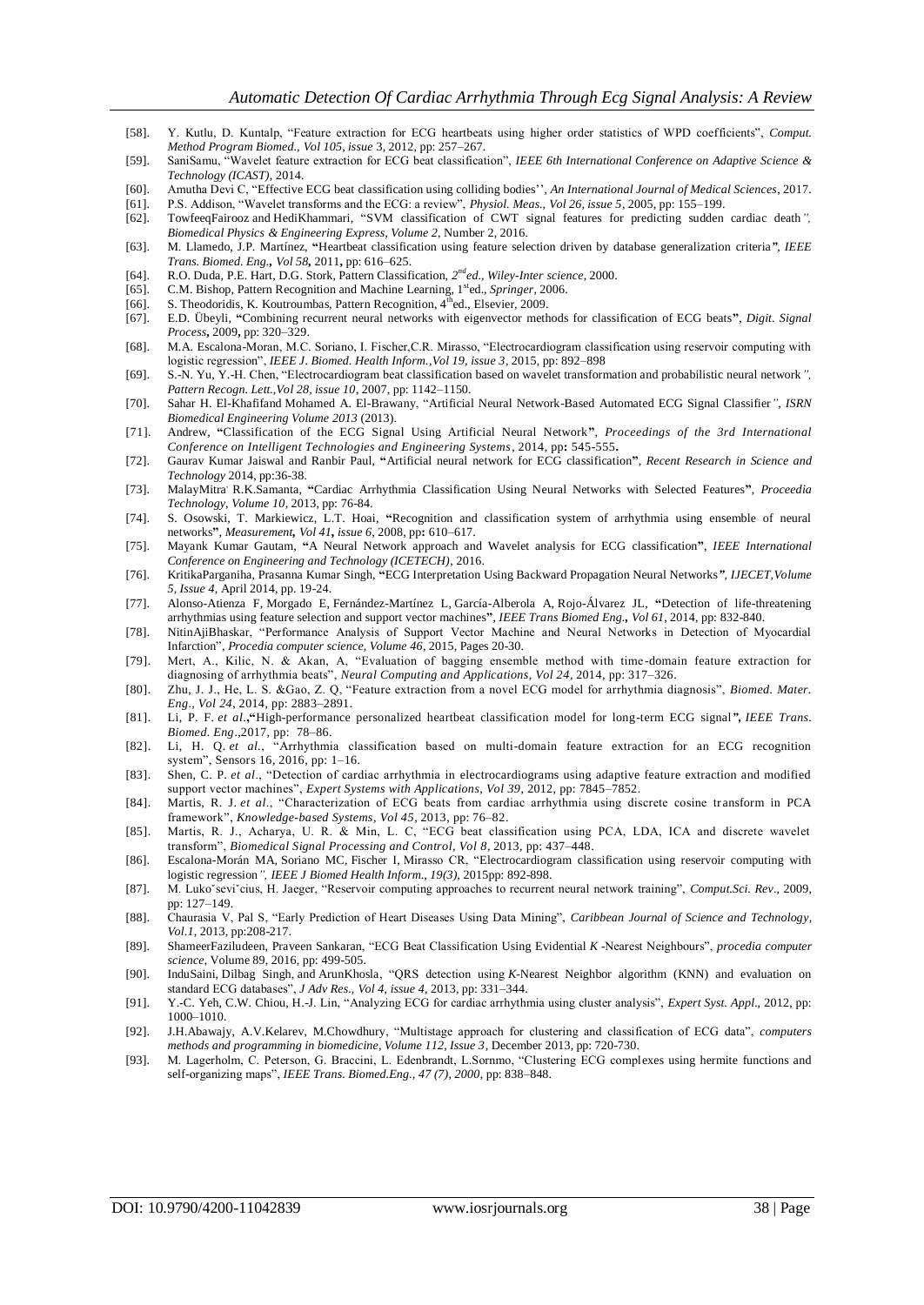[58]. Y. Kutlu, D. Kuntalp, "Feature extraction for ECG heartbeats using higher order statistics of WPD coefficients", *Comput. Method Program Biomed., Vol 105, issue* 3, 2012, pp: 257–267.

[59]. SaniSamu, "Wavelet feature extraction for ECG beat classification", *IEEE 6th International Conference on Adaptive Science & Technology (ICAST)*, 2014.

[60]. Amutha Devi C, "Effective ECG beat classification using colliding bodies'', *An International Journal of Medical Sciences*, 2017.

[61]. P.S. Addison, "Wavelet transforms and the ECG: a review", *Physiol. Meas., Vol 26, issue 5*, 2005, pp: 155–199.

[62]. TowfeeqFairooz and HediKhammari, "SVM classification of CWT signal features for predicting sudden cardiac death*", Biomedical Physics & Engineering Express, Volume 2*, Number 2, 2016.

[63]. M. Llamedo, J.P. Martínez, **"**Heartbeat classification using feature selection driven by database generalization criteria*", IEEE Trans. Biomed. Eng.***,** *Vol 58***,** 2011**,** pp: 616–625.

[64]. R.O. Duda, P.E. Hart, D.G. Stork, Pattern Classification, *2nd ed., Wiley-Inter science*, 2000.

[65]. C.M. Bishop, Pattern Recognition and Machine Learning, 1st ed., *Springer*, 2006.

[66]. S. Theodoridis, K. Koutroumbas, Pattern Recognition, 4th ed., Elsevier, 2009.

[67]. E.D. Übeyli, **"**Combining recurrent neural networks with eigenvector methods for classification of ECG beats**"**, *Digit. Signal Process***,** 2009**,** pp: 320–329.

[68]. M.A. Escalona-Moran, M.C. Soriano, I. Fischer,C.R. Mirasso, "Electrocardiogram classification using reservoir computing with logistic regression", *IEEE J. Biomed. Health Inform.,Vol 19, issue 3*, 2015, pp: 892–898

[69]. S.-N. Yu, Y.-H. Chen, "Electrocardiogram beat classification based on wavelet transformation and probabilistic neural network*", Pattern Recogn. Lett.,Vol 28, issue 10*, 2007, pp: 1142–1150.

[70]. Sahar H. El-Khafifand Mohamed A. El-Brawany, "Artificial Neural Network-Based Automated ECG Signal Classifier*", ISRN Biomedical Engineering Volume 2013* (2013).

[71]. Andrew, **"**Classification of the ECG Signal Using Artificial Neural Network**"**, *Proceedings of the 3rd International Conference on Intelligent Technologies and Engineering Systems*, 2014, pp**:** 545-555**.**

[72]. Gaurav Kumar Jaiswal and Ranbir Paul, **"**Artificial neural network for ECG classification**"**, *Recent Research in Science and Technology* 2014, pp:36-38.

[73]. MalayMitra, R.K.Samanta, **"**Cardiac Arrhythmia Classification Using Neural Networks with Selected Features**"**, *Proceedia Technology, Volume 10*, 2013, pp: 76-84.

[74]. S. Osowski, T. Markiewicz, L.T. Hoai, **"**Recognition and classification system of arrhythmia using ensemble of neural networks**"**, *Measurement***,** *Vol 41***,** *issue 6*, 2008, pp**:** 610–617.

[75]. Mayank Kumar Gautam, **"**A Neural Network approach and Wavelet analysis for ECG classification**"**, *IEEE International Conference on Engineering and Technology (ICETECH)*, 2016.

[76]. KritikaParganiha, Prasanna Kumar Singh, **"**ECG Interpretation Using Backward Propagation Neural Networks*", IJECET,Volume 5, Issue 4*, April 2014, pp. 19-24.

[77]. Alonso-Atienza F, Morgado E, Fernández-Martínez L, García-Alberola A, Rojo-Álvarez JL, **"**Detection of life-threatening arrhythmias using feature selection and support vector machines**"**, *IEEE Trans Biomed Eng***.,** *Vol 61*, 2014, pp: 832-840.

[78]. NitinAjiBhaskar, "Performance Analysis of Support Vector Machine and Neural Networks in Detection of Myocardial Infarction", *Procedia computer science, Volume 46*, 2015, Pages 20-30.

[79]. Mert, A., Kilic, N. & Akan, A, "Evaluation of bagging ensemble method with time-domain feature extraction for diagnosing of arrhythmia beats", *Neural Computing and Applications, Vol 24*, 2014, pp: 317–326.

[80]. Zhu, J. J., He, L. S. &Gao, Z. Q, "Feature extraction from a novel ECG model for arrhythmia diagnosis", *Biomed. Mater. Eng., Vol 24*, 2014, pp: 2883–2891.

[81]. Li, P. F. *et al*.,**"**High-performance personalized heartbeat classification model for long-term ECG signal*", IEEE Trans. Biomed. Eng*.,2017, pp: 78–86.

[82]. Li, H. Q. *et al*., "Arrhythmia classification based on multi-domain feature extraction for an ECG recognition system", Sensors 16, 2016, pp: 1–16.

[83]. Shen, C. P. *et al*., "Detection of cardiac arrhythmia in electrocardiograms using adaptive feature extraction and modified support vector machines", *Expert Systems with Applications, Vol 39*, 2012, pp: 7845–7852.

[84]. Martis, R. J. *et al*., "Characterization of ECG beats from cardiac arrhythmia using discrete cosine transform in PCA framework", *Knowledge-based Systems, Vol 45*, 2013, pp: 76–82.

[85]. Martis, R. J., Acharya, U. R. & Min, L. C, "ECG beat classification using PCA, LDA, ICA and discrete wavelet transform", *Biomedical Signal Processing and Control, Vol 8*, 2013, pp: 437–448.

[86]. Escalona-Morán MA, Soriano MC, Fischer I, Mirasso CR, "Electrocardiogram classification using reservoir computing with logistic regression*", IEEE J Biomed Health Inform., 19(3)*, 2015pp: 892-898.

[87]. M. Lukoˇseviˇcius, H. Jaeger, "Reservoir computing approaches to recurrent neural network training", *Comput.Sci. Rev*., 2009, pp: 127–149.

[88]. Chaurasia V, Pal S, "Early Prediction of Heart Diseases Using Data Mining", *Caribbean Journal of Science and Technology, Vol.1*, 2013, pp:208-217.

[89]. ShameerFaziludeen, Praveen Sankaran, "ECG Beat Classification Using Evidential *K* -Nearest Neighbours", *procedia computer science*, Volume 89, 2016, pp: 499-505.

[90]. InduSaini, Dilbag Singh, and ArunKhosla, "QRS detection using *K*-Nearest Neighbor algorithm (KNN) and evaluation on standard ECG databases", *J Adv Res., Vol 4, issue 4*, 2013, pp: 331–344.

[91]. Y.-C. Yeh, C.W. Chiou, H.-J. Lin, "Analyzing ECG for cardiac arrhythmia using cluster analysis", *Expert Syst. Appl*., 2012, pp: 1000–1010.

[92]. J.H.Abawajy, A.V.Kelarev, M.Chowdhury, "Multistage approach for clustering and classification of ECG data", *computers methods and programming in biomedicine, Volume 112, Issue 3*, December 2013, pp: 720-730.

[93]. M. Lagerholm, C. Peterson, G. Braccini, L. Edenbrandt, L.Sornmo, "Clustering ECG complexes using hermite functions and self-organizing maps", *IEEE Trans. Biomed.Eng., 47 (7), 2000*, pp: 838–848.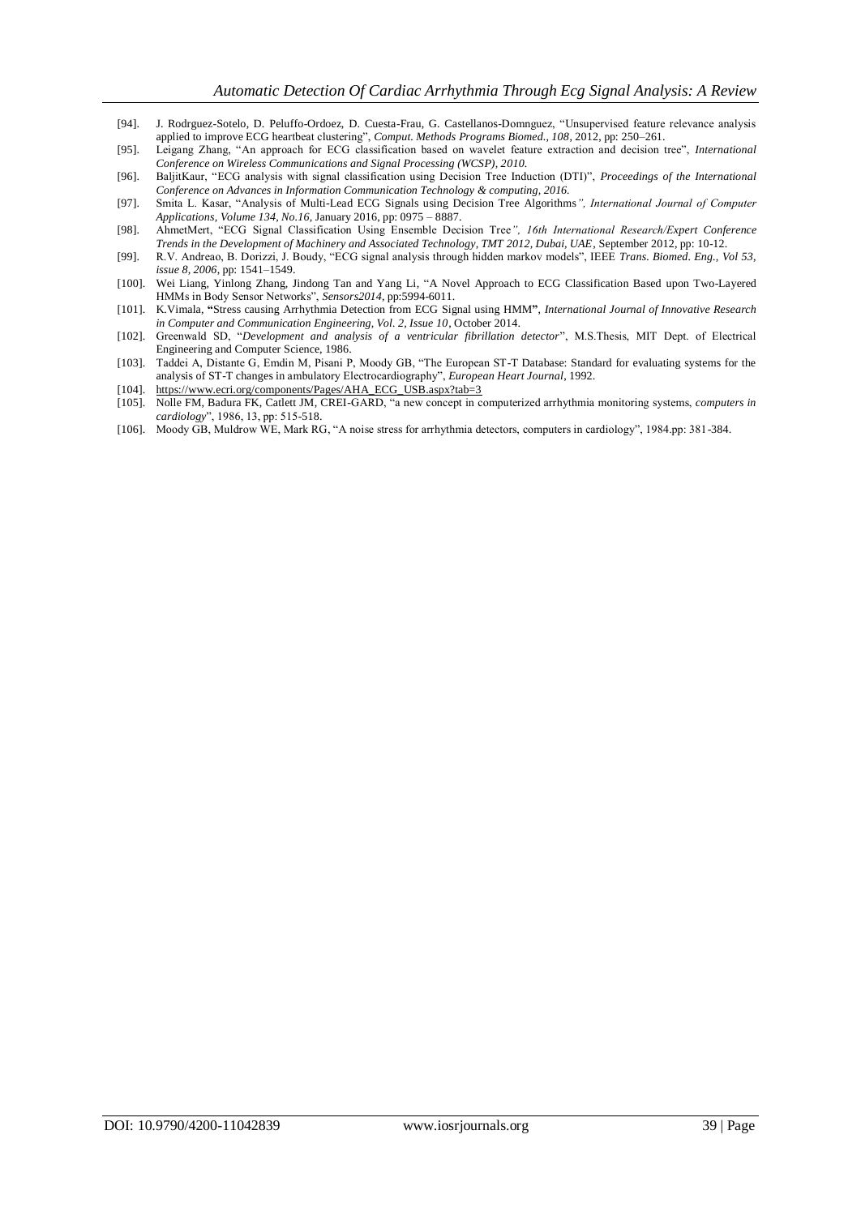[94]. J. Rodrguez-Sotelo, D. Peluffo-Ordoez, D. Cuesta-Frau, G. Castellanos-Domnguez, "Unsupervised feature relevance analysis applied to improve ECG heartbeat clustering", *Comput. Methods Programs Biomed., 108*, 2012, pp: 250–261.

[95]. Leigang Zhang, "An approach for ECG classification based on wavelet feature extraction and decision tree", *International Conference on Wireless Communications and Signal Processing (WCSP), 2010.*

[96]. BaljitKaur, "ECG analysis with signal classification using Decision Tree Induction (DTI)", *Proceedings of the International Conference on Advances in Information Communication Technology & computing, 2016.*

[97]. Smita L. Kasar, "Analysis of Multi-Lead ECG Signals using Decision Tree Algorithms*", International Journal of Computer Applications, Volume 134, No.16,* January 2016, pp: 0975 – 8887.

[98]. AhmetMert, "ECG Signal Classification Using Ensemble Decision Tree*", 16th International Research/Expert Conference Trends in the Development of Machinery and Associated Technology, TMT 2012, Dubai, UAE*, September 2012, pp: 10-12.

[99]. R.V. Andreao, B. Dorizzi, J. Boudy, "ECG signal analysis through hidden markov models", IEEE *Trans. Biomed. Eng., Vol 53, issue 8, 2006*, pp: 1541–1549.

[100]. Wei Liang, Yinlong Zhang, Jindong Tan and Yang Li, "A Novel Approach to ECG Classification Based upon Two-Layered HMMs in Body Sensor Networks", *Sensors2014*, pp:5994-6011.

[101]. K.Vimala, **"**Stress causing Arrhythmia Detection from ECG Signal using HMM**"**, *International Journal of Innovative Research in Computer and Communication Engineering, Vol. 2, Issue 10*, October 2014.

[102]. Greenwald SD, "*Development and analysis of a ventricular fibrillation detector*", M.S.Thesis, MIT Dept. of Electrical Engineering and Computer Science, 1986.

[103]. Taddei A, Distante G, Emdin M, Pisani P, Moody GB, "The European ST-T Database: Standard for evaluating systems for the analysis of ST-T changes in ambulatory Electrocardiography", *European Heart Journal*, 1992.

[104]. https://www.ecri.org/components/Pages/AHA_ECG_USB.aspx?tab=3

[105]. Nolle FM, Badura FK, Catlett JM, CREI-GARD, "a new concept in computerized arrhythmia monitoring systems, *computers in cardiology*", 1986, 13, pp: 515-518.

[106]. Moody GB, Muldrow WE, Mark RG, "A noise stress for arrhythmia detectors, computers in cardiology", 1984.pp: 381-384.